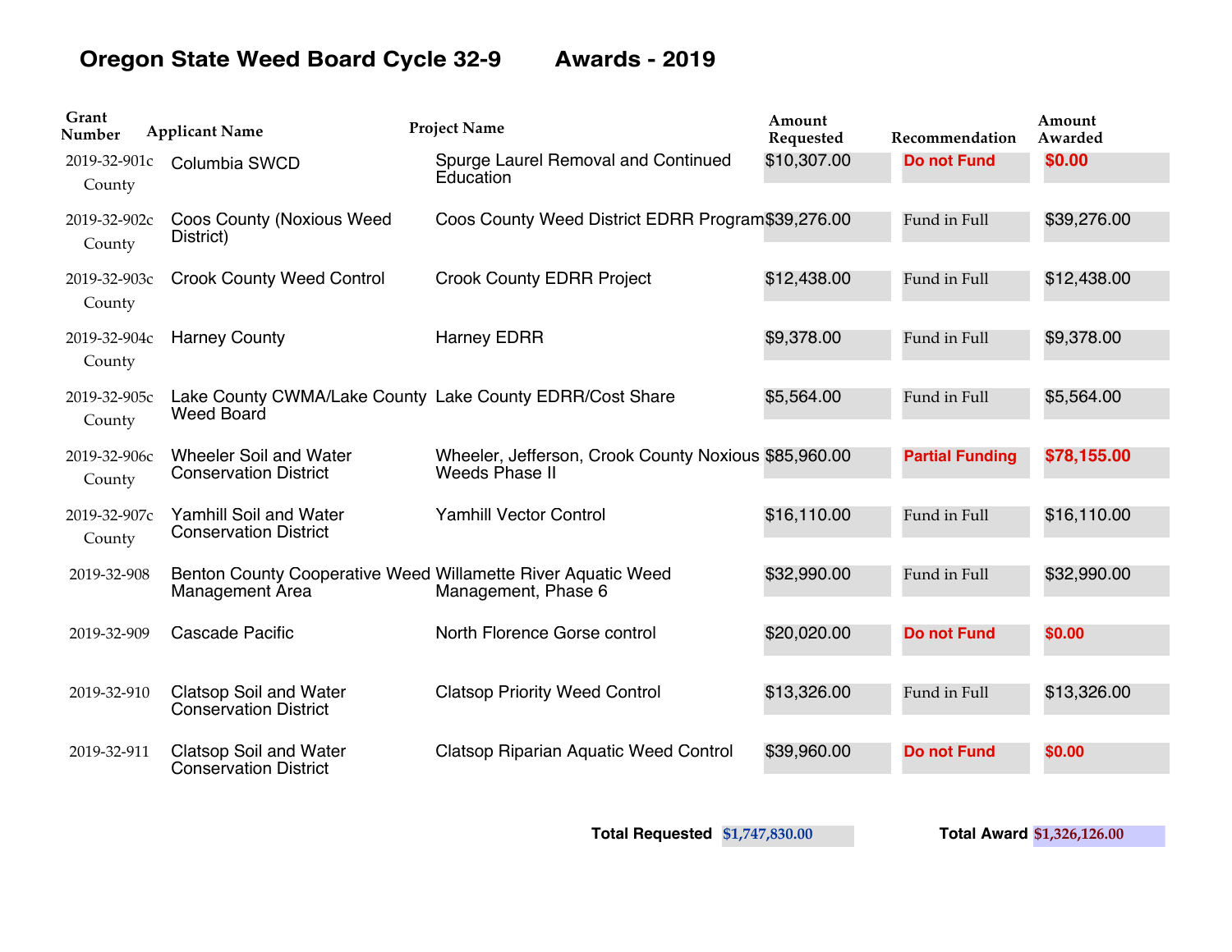# Oregon State Weed Board Cycle 32-9 Awards - 2019

| Grant Number | Applicant Name | Project Name | Amount Requested | Recommendation | Amount Awarded |
|---|---|---|---|---|---|
| 2019-32-901c County | Columbia SWCD | Spurge Laurel Removal and Continued Education | $10,307.00 | **Do not Fund** | **$0.00** |
| 2019-32-902c County | Coos County (Noxious Weed District) | Coos County Weed District EDRR Program | $39,276.00 | Fund in Full | $39,276.00 |
| 2019-32-903c County | Crook County Weed Control | Crook County EDRR Project | $12,438.00 | Fund in Full | $12,438.00 |
| 2019-32-904c County | Harney County | Harney EDRR | $9,378.00 | Fund in Full | $9,378.00 |
| 2019-32-905c County | Lake County CWMA/Lake County Weed Board | Lake County EDRR/Cost Share | $5,564.00 | Fund in Full | $5,564.00 |
| 2019-32-906c County | Wheeler Soil and Water Conservation District | Wheeler, Jefferson, Crook County Noxious Weeds Phase II | $85,960.00 | **Partial Funding** | **$78,155.00** |
| 2019-32-907c County | Yamhill Soil and Water Conservation District | Yamhill Vector Control | $16,110.00 | Fund in Full | $16,110.00 |
| 2019-32-908 | Benton County Cooperative Weed Management Area | Willamette River Aquatic Weed Management, Phase 6 | $32,990.00 | Fund in Full | $32,990.00 |
| 2019-32-909 | Cascade Pacific | North Florence Gorse control | $20,020.00 | **Do not Fund** | **$0.00** |
| 2019-32-910 | Clatsop Soil and Water Conservation District | Clatsop Priority Weed Control | $13,326.00 | Fund in Full | $13,326.00 |
| 2019-32-911 | Clatsop Soil and Water Conservation District | Clatsop Riparian Aquatic Weed Control | $39,960.00 | **Do not Fund** | **$0.00** |

**Total Requested** $1,747,830.00 **Total Award** $1,326,126.00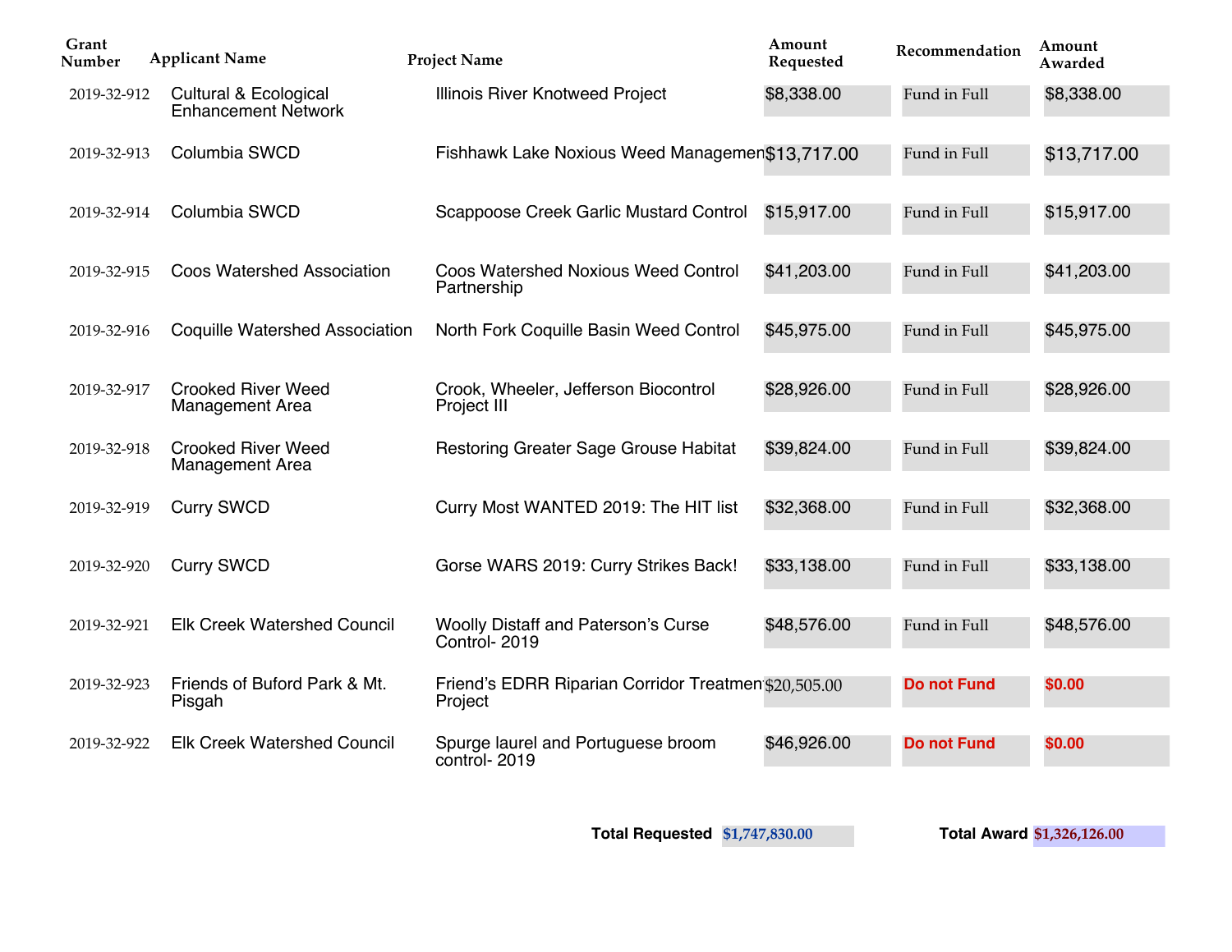| Grant Number | Applicant Name | Project Name | Amount Requested | Recommendation | Amount Awarded |
| --- | --- | --- | --- | --- | --- |
| 2019-32-912 | Cultural & Ecological Enhancement Network | Illinois River Knotweed Project | $8,338.00 | Fund in Full | $8,338.00 |
| 2019-32-913 | Columbia SWCD | Fishhawk Lake Noxious Weed Managemen | $13,717.00 | Fund in Full | $13,717.00 |
| 2019-32-914 | Columbia SWCD | Scappoose Creek Garlic Mustard Control | $15,917.00 | Fund in Full | $15,917.00 |
| 2019-32-915 | Coos Watershed Association | Coos Watershed Noxious Weed Control Partnership | $41,203.00 | Fund in Full | $41,203.00 |
| 2019-32-916 | Coquille Watershed Association | North Fork Coquille Basin Weed Control | $45,975.00 | Fund in Full | $45,975.00 |
| 2019-32-917 | Crooked River Weed Management Area | Crook, Wheeler, Jefferson Biocontrol Project III | $28,926.00 | Fund in Full | $28,926.00 |
| 2019-32-918 | Crooked River Weed Management Area | Restoring Greater Sage Grouse Habitat | $39,824.00 | Fund in Full | $39,824.00 |
| 2019-32-919 | Curry SWCD | Curry Most WANTED 2019: The HIT list | $32,368.00 | Fund in Full | $32,368.00 |
| 2019-32-920 | Curry SWCD | Gorse WARS 2019: Curry Strikes Back! | $33,138.00 | Fund in Full | $33,138.00 |
| 2019-32-921 | Elk Creek Watershed Council | Woolly Distaff and Paterson's Curse Control- 2019 | $48,576.00 | Fund in Full | $48,576.00 |
| 2019-32-923 | Friends of Buford Park & Mt. Pisgah | Friend's EDRR Riparian Corridor Treatmen Project | $20,505.00 | **Do not Fund** | **$0.00** |
| 2019-32-922 | Elk Creek Watershed Council | Spurge laurel and Portuguese broom control- 2019 | $46,926.00 | **Do not Fund** | **$0.00** |

**Total Requested** $1,747,830.00 **Total Award** $1,326,126.00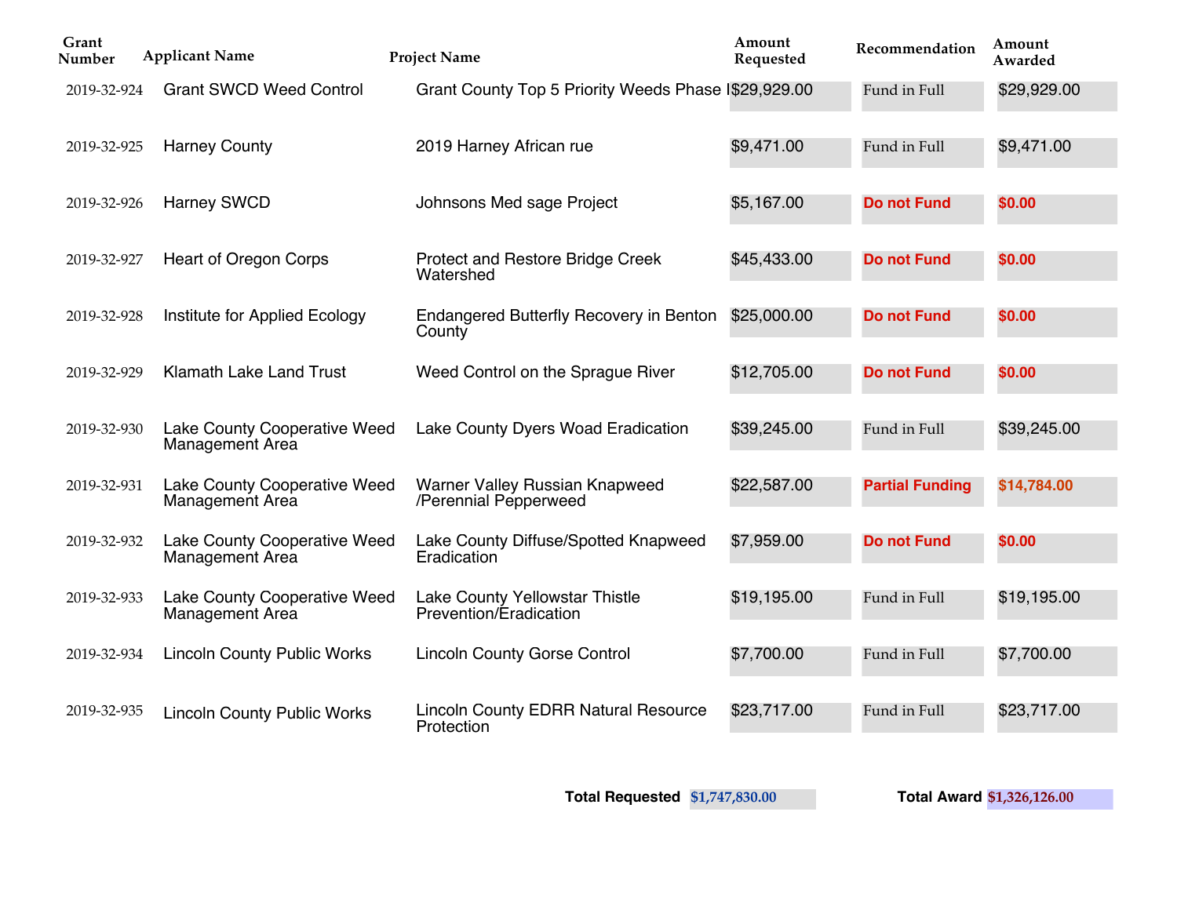| Grant Number | Applicant Name | Project Name | Amount Requested | Recommendation | Amount Awarded |
|---|---|---|---|---|---|
| 2019-32-924 | Grant SWCD Weed Control | Grant County Top 5 Priority Weeds Phase I | $29,929.00 | Fund in Full | $29,929.00 |
| 2019-32-925 | Harney County | 2019 Harney African rue | $9,471.00 | Fund in Full | $9,471.00 |
| 2019-32-926 | Harney SWCD | Johnsons Med sage Project | $5,167.00 | **Do not Fund** | **$0.00** |
| 2019-32-927 | Heart of Oregon Corps | Protect and Restore Bridge Creek Watershed | $45,433.00 | **Do not Fund** | **$0.00** |
| 2019-32-928 | Institute for Applied Ecology | Endangered Butterfly Recovery in Benton County | $25,000.00 | **Do not Fund** | **$0.00** |
| 2019-32-929 | Klamath Lake Land Trust | Weed Control on the Sprague River | $12,705.00 | **Do not Fund** | **$0.00** |
| 2019-32-930 | Lake County Cooperative Weed Management Area | Lake County Dyers Woad Eradication | $39,245.00 | Fund in Full | $39,245.00 |
| 2019-32-931 | Lake County Cooperative Weed Management Area | Warner Valley Russian Knapweed /Perennial Pepperweed | $22,587.00 | **Partial Funding** | **$14,784.00** |
| 2019-32-932 | Lake County Cooperative Weed Management Area | Lake County Diffuse/Spotted Knapweed Eradication | $7,959.00 | **Do not Fund** | **$0.00** |
| 2019-32-933 | Lake County Cooperative Weed Management Area | Lake County Yellowstar Thistle Prevention/Eradication | $19,195.00 | Fund in Full | $19,195.00 |
| 2019-32-934 | Lincoln County Public Works | Lincoln County Gorse Control | $7,700.00 | Fund in Full | $7,700.00 |
| 2019-32-935 | Lincoln County Public Works | Lincoln County EDRR Natural Resource Protection | $23,717.00 | Fund in Full | $23,717.00 |

**Total Requested** $1,747,830.00 **Total Award** $1,326,126.00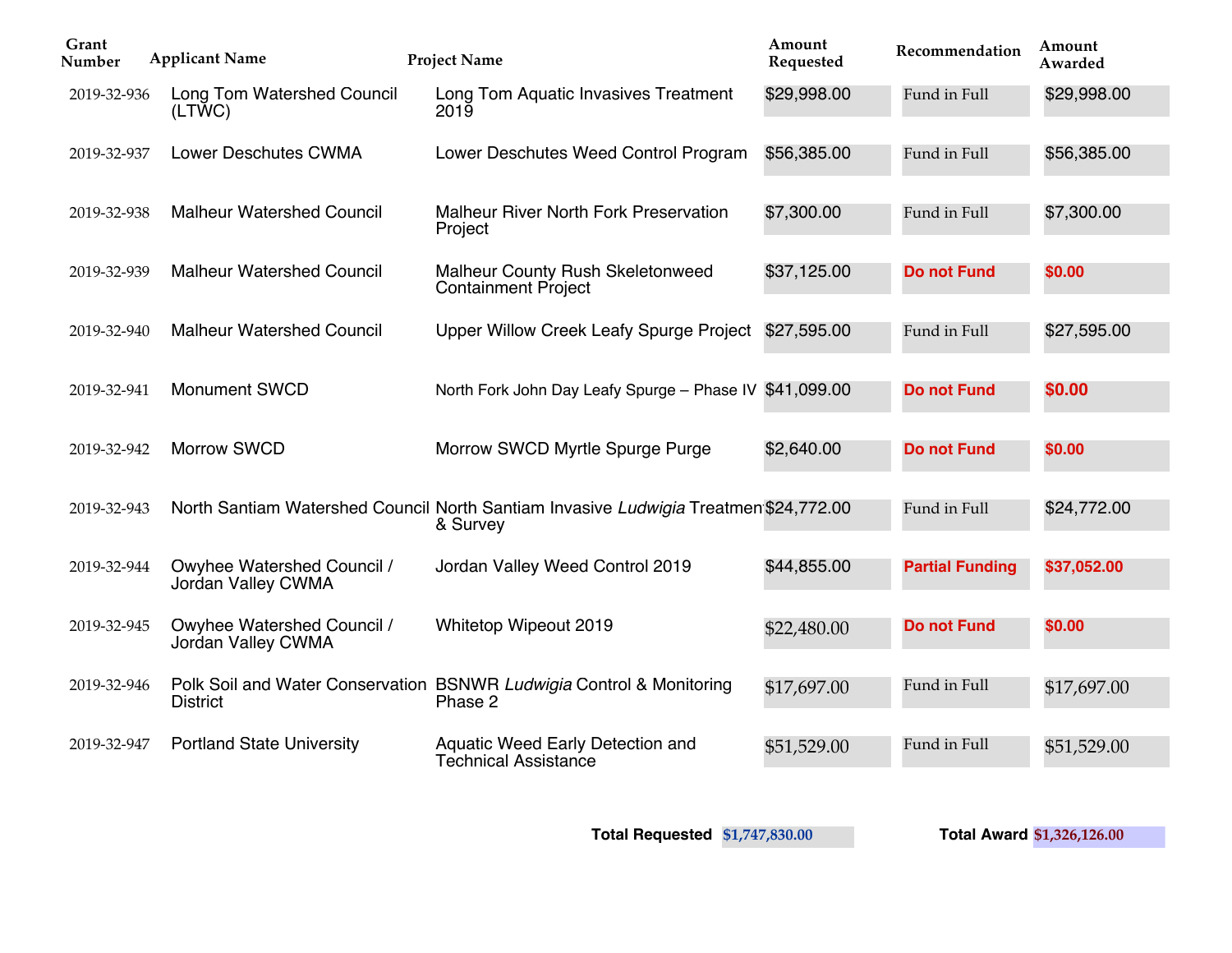| Grant Number | Applicant Name | Project Name | Amount Requested | Recommendation | Amount Awarded |
|---|---|---|---|---|---|
| 2019-32-936 | Long Tom Watershed Council (LTWC) | Long Tom Aquatic Invasives Treatment 2019 | $29,998.00 | Fund in Full | $29,998.00 |
| 2019-32-937 | Lower Deschutes CWMA | Lower Deschutes Weed Control Program | $56,385.00 | Fund in Full | $56,385.00 |
| 2019-32-938 | Malheur Watershed Council | Malheur River North Fork Preservation Project | $7,300.00 | Fund in Full | $7,300.00 |
| 2019-32-939 | Malheur Watershed Council | Malheur County Rush Skeletonweed Containment Project | $37,125.00 | **Do not Fund** | **$0.00** |
| 2019-32-940 | Malheur Watershed Council | Upper Willow Creek Leafy Spurge Project | $27,595.00 | Fund in Full | $27,595.00 |
| 2019-32-941 | Monument SWCD | North Fork John Day Leafy Spurge – Phase IV | $41,099.00 | **Do not Fund** | **$0.00** |
| 2019-32-942 | Morrow SWCD | Morrow SWCD Myrtle Spurge Purge | $2,640.00 | **Do not Fund** | **$0.00** |
| 2019-32-943 | North Santiam Watershed Council | North Santiam Invasive *Ludwigia* Treatment & Survey | $24,772.00 | Fund in Full | $24,772.00 |
| 2019-32-944 | Owyhee Watershed Council / Jordan Valley CWMA | Jordan Valley Weed Control 2019 | $44,855.00 | **Partial Funding** | **$37,052.00** |
| 2019-32-945 | Owyhee Watershed Council / Jordan Valley CWMA | Whitetop Wipeout 2019 | $22,480.00 | **Do not Fund** | **$0.00** |
| 2019-32-946 | Polk Soil and Water Conservation District | BSNWR *Ludwigia* Control & Monitoring Phase 2 | $17,697.00 | Fund in Full | $17,697.00 |
| 2019-32-947 | Portland State University | Aquatic Weed Early Detection and Technical Assistance | $51,529.00 | Fund in Full | $51,529.00 |

**Total Requested** $1,747,830.00 **Total Award** $1,326,126.00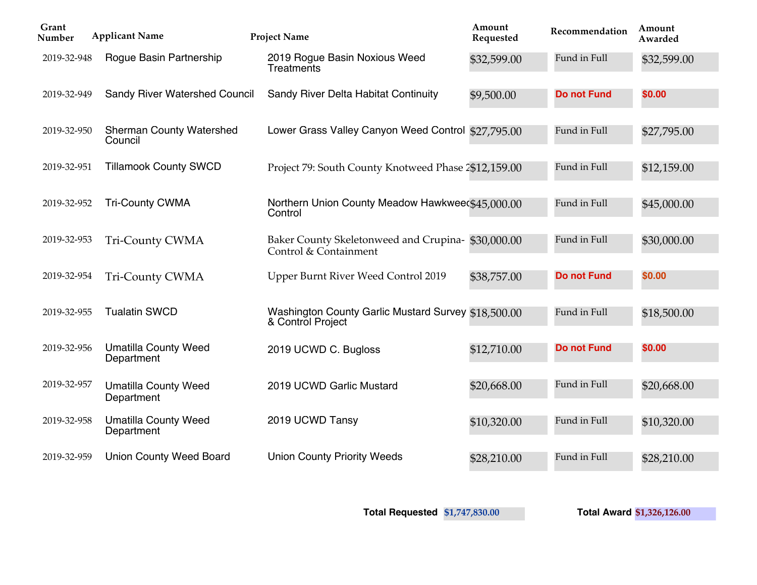| Grant Number | Applicant Name | Project Name | Amount Requested | Recommendation | Amount Awarded |
|---|---|---|---|---|---|
| 2019-32-948 | Rogue Basin Partnership | 2019 Rogue Basin Noxious Weed Treatments | $32,599.00 | Fund in Full | $32,599.00 |
| 2019-32-949 | Sandy River Watershed Council | Sandy River Delta Habitat Continuity | $9,500.00 | Do not Fund | $0.00 |
| 2019-32-950 | Sherman County Watershed Council | Lower Grass Valley Canyon Weed Control | $27,795.00 | Fund in Full | $27,795.00 |
| 2019-32-951 | Tillamook County SWCD | Project 79: South County Knotweed Phase 2 | $12,159.00 | Fund in Full | $12,159.00 |
| 2019-32-952 | Tri-County CWMA | Northern Union County Meadow Hawkweed Control | $45,000.00 | Fund in Full | $45,000.00 |
| 2019-32-953 | Tri-County CWMA | Baker County Skeletonweed and Crupina-Control & Containment | $30,000.00 | Fund in Full | $30,000.00 |
| 2019-32-954 | Tri-County CWMA | Upper Burnt River Weed Control 2019 | $38,757.00 | Do not Fund | $0.00 |
| 2019-32-955 | Tualatin SWCD | Washington County Garlic Mustard Survey & Control Project | $18,500.00 | Fund in Full | $18,500.00 |
| 2019-32-956 | Umatilla County Weed Department | 2019 UCWD C. Bugloss | $12,710.00 | Do not Fund | $0.00 |
| 2019-32-957 | Umatilla County Weed Department | 2019 UCWD Garlic Mustard | $20,668.00 | Fund in Full | $20,668.00 |
| 2019-32-958 | Umatilla County Weed Department | 2019 UCWD Tansy | $10,320.00 | Fund in Full | $10,320.00 |
| 2019-32-959 | Union County Weed Board | Union County Priority Weeds | $28,210.00 | Fund in Full | $28,210.00 |

**Total Requested** $1,747,830.00

**Total Award** $1,326,126.00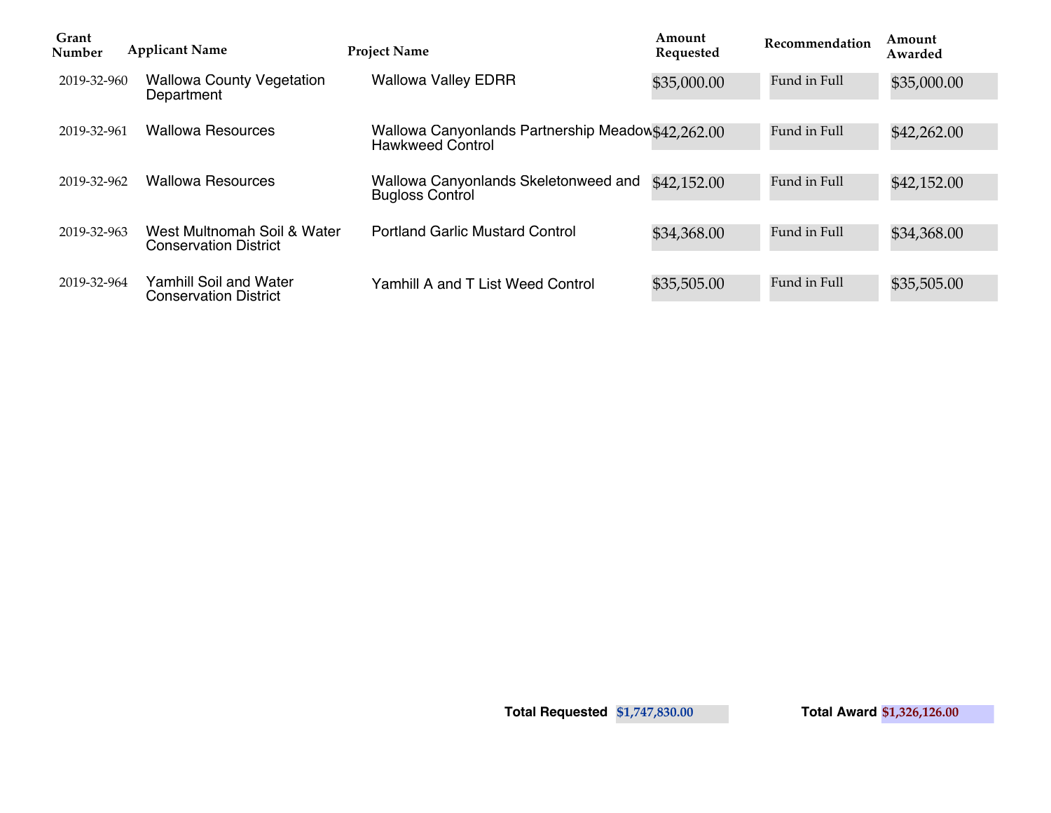| Grant Number | Applicant Name | Project Name | Amount Requested | Recommendation | Amount Awarded |
|---|---|---|---|---|---|
| 2019-32-960 | Wallowa County Vegetation Department | Wallowa Valley EDRR | $35,000.00 | Fund in Full | $35,000.00 |
| 2019-32-961 | Wallowa Resources | Wallowa Canyonlands Partnership Meadow Hawkweed Control | $42,262.00 | Fund in Full | $42,262.00 |
| 2019-32-962 | Wallowa Resources | Wallowa Canyonlands Skeletonweed and Bugloss Control | $42,152.00 | Fund in Full | $42,152.00 |
| 2019-32-963 | West Multnomah Soil & Water Conservation District | Portland Garlic Mustard Control | $34,368.00 | Fund in Full | $34,368.00 |
| 2019-32-964 | Yamhill Soil and Water Conservation District | Yamhill A and T List Weed Control | $35,505.00 | Fund in Full | $35,505.00 |

**Total Requested** $1,747,830.00 **Total Award** $1,326,126.00